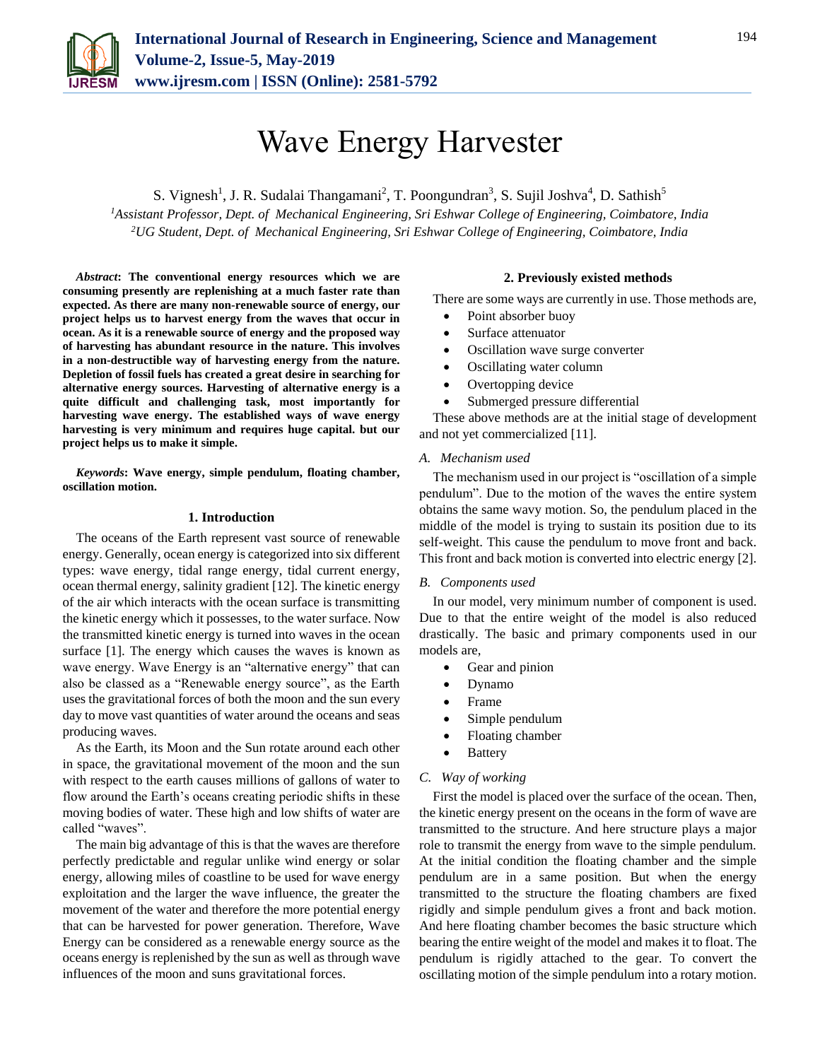# Wave Energy Harvester

S. Vignesh[1], J. R. Sudalai Thangamani[2], T. Poongundran[3], S. Sujil Joshva[4], D. Sathish[5]

[1]*Assistant Professor, Dept. of Mechanical Engineering, Sri Eshwar College of Engineering, Coimbatore, India*
[2]*UG Student, Dept. of Mechanical Engineering, Sri Eshwar College of Engineering, Coimbatore, India*

***Abstract*: The conventional energy resources which we are consuming presently are replenishing at a much faster rate than expected. As there are many non-renewable source of energy, our project helps us to harvest energy from the waves that occur in ocean. As it is a renewable source of energy and the proposed way of harvesting has abundant resource in the nature. This involves in a non-destructible way of harvesting energy from the nature. Depletion of fossil fuels has created a great desire in searching for alternative energy sources. Harvesting of alternative energy is a quite difficult and challenging task, most importantly for harvesting wave energy. The established ways of wave energy harvesting is very minimum and requires huge capital. but our project helps us to make it simple.**

***Keywords*: Wave energy, simple pendulum, floating chamber, oscillation motion.**

## 1. Introduction

The oceans of the Earth represent vast source of renewable energy. Generally, ocean energy is categorized into six different types: wave energy, tidal range energy, tidal current energy, ocean thermal energy, salinity gradient [12]. The kinetic energy of the air which interacts with the ocean surface is transmitting the kinetic energy which it possesses, to the water surface. Now the transmitted kinetic energy is turned into waves in the ocean surface [1]. The energy which causes the waves is known as wave energy. Wave Energy is an "alternative energy" that can also be classed as a "Renewable energy source", as the Earth uses the gravitational forces of both the moon and the sun every day to move vast quantities of water around the oceans and seas producing waves.

As the Earth, its Moon and the Sun rotate around each other in space, the gravitational movement of the moon and the sun with respect to the earth causes millions of gallons of water to flow around the Earth's oceans creating periodic shifts in these moving bodies of water. These high and low shifts of water are called "waves".

The main big advantage of this is that the waves are therefore perfectly predictable and regular unlike wind energy or solar energy, allowing miles of coastline to be used for wave energy exploitation and the larger the wave influence, the greater the movement of the water and therefore the more potential energy that can be harvested for power generation. Therefore, Wave Energy can be considered as a renewable energy source as the oceans energy is replenished by the sun as well as through wave influences of the moon and suns gravitational forces.

## 2. Previously existed methods

There are some ways are currently in use. Those methods are,

- Point absorber buoy
- Surface attenuator
- Oscillation wave surge converter
- Oscillating water column
- Overtopping device
- Submerged pressure differential

These above methods are at the initial stage of development and not yet commercialized [11].

### *A. Mechanism used*

The mechanism used in our project is "oscillation of a simple pendulum". Due to the motion of the waves the entire system obtains the same wavy motion. So, the pendulum placed in the middle of the model is trying to sustain its position due to its self-weight. This cause the pendulum to move front and back. This front and back motion is converted into electric energy [2].

### *B. Components used*

In our model, very minimum number of component is used. Due to that the entire weight of the model is also reduced drastically. The basic and primary components used in our models are,

- Gear and pinion
- Dynamo
- Frame
- Simple pendulum
- Floating chamber
- Battery

### *C. Way of working*

First the model is placed over the surface of the ocean. Then, the kinetic energy present on the oceans in the form of wave are transmitted to the structure. And here structure plays a major role to transmit the energy from wave to the simple pendulum. At the initial condition the floating chamber and the simple pendulum are in a same position. But when the energy transmitted to the structure the floating chambers are fixed rigidly and simple pendulum gives a front and back motion. And here floating chamber becomes the basic structure which bearing the entire weight of the model and makes it to float. The pendulum is rigidly attached to the gear. To convert the oscillating motion of the simple pendulum into a rotary motion.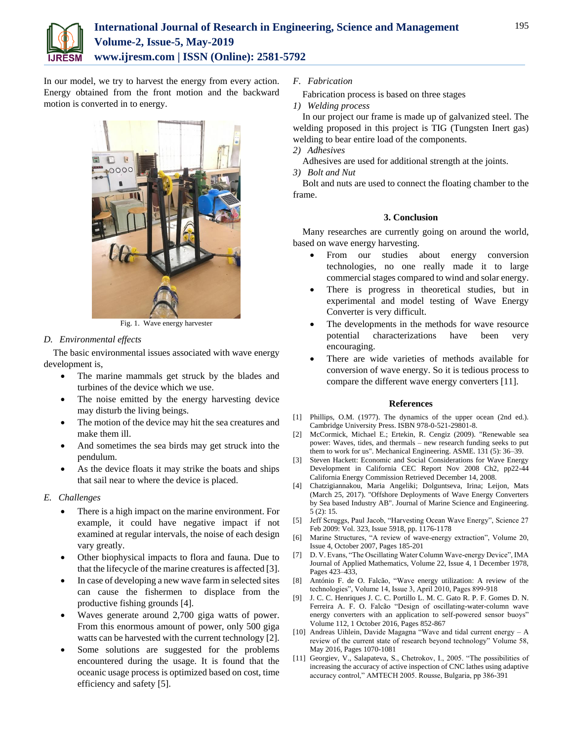In our model, we try to harvest the energy from every action. Energy obtained from the front motion and the backward motion is converted in to energy.

Fig. 1. Wave energy harvester

### D. Environmental effects

The basic environmental issues associated with wave energy development is,

- The marine mammals get struck by the blades and turbines of the device which we use.
- The noise emitted by the energy harvesting device may disturb the living beings.
- The motion of the device may hit the sea creatures and make them ill.
- And sometimes the sea birds may get struck into the pendulum.
- As the device floats it may strike the boats and ships that sail near to where the device is placed.

### E. Challenges

- There is a high impact on the marine environment. For example, it could have negative impact if not examined at regular intervals, the noise of each design vary greatly.
- Other biophysical impacts to flora and fauna. Due to that the lifecycle of the marine creatures is affected [3].
- In case of developing a new wave farm in selected sites can cause the fishermen to displace from the productive fishing grounds [4].
- Waves generate around 2,700 giga watts of power. From this enormous amount of power, only 500 giga watts can be harvested with the current technology [2].
- Some solutions are suggested for the problems encountered during the usage. It is found that the oceanic usage process is optimized based on cost, time efficiency and safety [5].

### F. Fabrication

Fabrication process is based on three stages

*1) Welding process*

In our project our frame is made up of galvanized steel. The welding proposed in this project is TIG (Tungsten Inert gas) welding to bear entire load of the components.

*2) Adhesives*

Adhesives are used for additional strength at the joints.

*3) Bolt and Nut*

Bolt and nuts are used to connect the floating chamber to the frame.

## 3. Conclusion

Many researches are currently going on around the world, based on wave energy harvesting.

- From our studies about energy conversion technologies, no one really made it to large commercial stages compared to wind and solar energy.
- There is progress in theoretical studies, but in experimental and model testing of Wave Energy Converter is very difficult.
- The developments in the methods for wave resource potential characterizations have been very encouraging.
- There are wide varieties of methods available for conversion of wave energy. So it is tedious process to compare the different wave energy converters [11].

## References

[1] Phillips, O.M. (1977). The dynamics of the upper ocean (2nd ed.). Cambridge University Press. ISBN 978-0-521-29801-8.

[2] McCormick, Michael E.; Ertekin, R. Cengiz (2009). "Renewable sea power: Waves, tides, and thermals – new research funding seeks to put them to work for us". Mechanical Engineering. ASME. 131 (5): 36–39.

[3] Steven Hackett: Economic and Social Considerations for Wave Energy Development in California CEC Report Nov 2008 Ch2, pp22-44 California Energy Commission Retrieved December 14, 2008.

[4] Chatzigiannakou, Maria Angeliki; Dolguntseva, Irina; Leijon, Mats (March 25, 2017). "Offshore Deployments of Wave Energy Converters by Sea based Industry AB". Journal of Marine Science and Engineering. 5 (2): 15.

[5] Jeff Scruggs, Paul Jacob, "Harvesting Ocean Wave Energy", Science 27 Feb 2009: Vol. 323, Issue 5918, pp. 1176-1178

[6] Marine Structures, "A review of wave-energy extraction", Volume 20, Issue 4, October 2007, Pages 185-201

[7] D. V. Evans, "The Oscillating Water Column Wave-energy Device", IMA Journal of Applied Mathematics, Volume 22, Issue 4, 1 December 1978, Pages 423–433,

[8] António F. de O. Falcão, "Wave energy utilization: A review of the technologies", Volume 14, Issue 3, April 2010, Pages 899-918

[9] J. C. C. Henriques J. C. C. Portillo L. M. C. Gato R. P. F. Gomes D. N. Ferreira A. F. O. Falcão "Design of oscillating-water-column wave energy converters with an application to self-powered sensor buoys" Volume 112, 1 October 2016, Pages 852-867

[10] Andreas Uihlein, Davide Magagna "Wave and tidal current energy – A review of the current state of research beyond technology" Volume 58, May 2016, Pages 1070-1081

[11] Georgiev, V., Salapateva, S., Chetrokov, I., 2005. "The possibilities of increasing the accuracy of active inspection of CNC lathes using adaptive accuracy control," AMTECH 2005. Rousse, Bulgaria, pp 386-391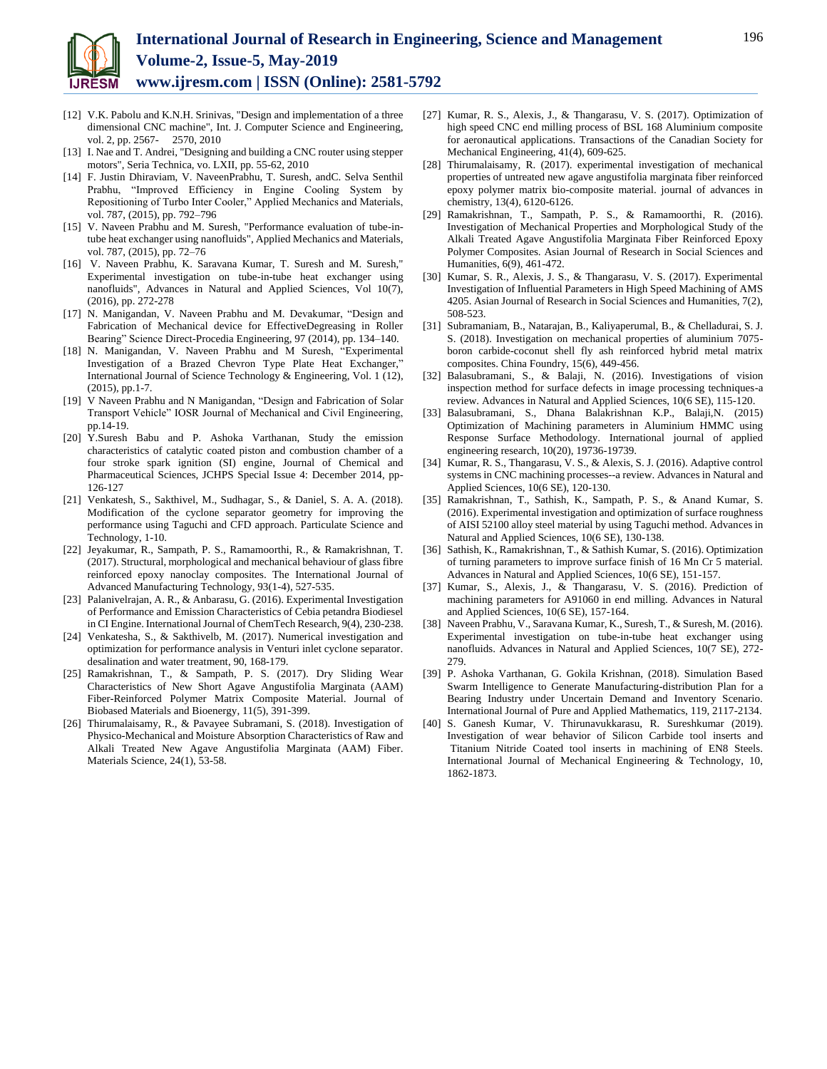[12] V.K. Pabolu and K.N.H. Srinivas, "Design and implementation of a three dimensional CNC machine", Int. J. Computer Science and Engineering, vol. 2, pp. 2567- 2570, 2010

[13] I. Nae and T. Andrei, "Designing and building a CNC router using stepper motors", Seria Technica, vo. LXII, pp. 55-62, 2010

[14] F. Justin Dhiraviam, V. NaveenPrabhu, T. Suresh, andC. Selva Senthil Prabhu, "Improved Efficiency in Engine Cooling System by Repositioning of Turbo Inter Cooler," Applied Mechanics and Materials, vol. 787, (2015), pp. 792–796

[15] V. Naveen Prabhu and M. Suresh, "Performance evaluation of tube-in-tube heat exchanger using nanofluids", Applied Mechanics and Materials, vol. 787, (2015), pp. 72–76

[16] V. Naveen Prabhu, K. Saravana Kumar, T. Suresh and M. Suresh," Experimental investigation on tube-in-tube heat exchanger using nanofluids", Advances in Natural and Applied Sciences, Vol 10(7), (2016), pp. 272-278

[17] N. Manigandan, V. Naveen Prabhu and M. Devakumar, "Design and Fabrication of Mechanical device for EffectiveDegreasing in Roller Bearing" Science Direct-Procedia Engineering, 97 (2014), pp. 134–140.

[18] N. Manigandan, V. Naveen Prabhu and M Suresh, "Experimental Investigation of a Brazed Chevron Type Plate Heat Exchanger," International Journal of Science Technology & Engineering, Vol. 1 (12), (2015), pp.1-7.

[19] V Naveen Prabhu and N Manigandan, "Design and Fabrication of Solar Transport Vehicle" IOSR Journal of Mechanical and Civil Engineering, pp.14-19.

[20] Y.Suresh Babu and P. Ashoka Varthanan, Study the emission characteristics of catalytic coated piston and combustion chamber of a four stroke spark ignition (SI) engine, Journal of Chemical and Pharmaceutical Sciences, JCHPS Special Issue 4: December 2014, pp-126-127

[21] Venkatesh, S., Sakthivel, M., Sudhagar, S., & Daniel, S. A. A. (2018). Modification of the cyclone separator geometry for improving the performance using Taguchi and CFD approach. Particulate Science and Technology, 1-10.

[22] Jeyakumar, R., Sampath, P. S., Ramamoorthi, R., & Ramakrishnan, T. (2017). Structural, morphological and mechanical behaviour of glass fibre reinforced epoxy nanoclay composites. The International Journal of Advanced Manufacturing Technology, 93(1-4), 527-535.

[23] Palanivelrajan, A. R., & Anbarasu, G. (2016). Experimental Investigation of Performance and Emission Characteristics of Cebia petandra Biodiesel in CI Engine. International Journal of ChemTech Research, 9(4), 230-238.

[24] Venkatesha, S., & Sakthivelb, M. (2017). Numerical investigation and optimization for performance analysis in Venturi inlet cyclone separator. desalination and water treatment, 90, 168-179.

[25] Ramakrishnan, T., & Sampath, P. S. (2017). Dry Sliding Wear Characteristics of New Short Agave Angustifolia Marginata (AAM) Fiber-Reinforced Polymer Matrix Composite Material. Journal of Biobased Materials and Bioenergy, 11(5), 391-399.

[26] Thirumalaisamy, R., & Pavayee Subramani, S. (2018). Investigation of Physico-Mechanical and Moisture Absorption Characteristics of Raw and Alkali Treated New Agave Angustifolia Marginata (AAM) Fiber. Materials Science, 24(1), 53-58.

[27] Kumar, R. S., Alexis, J., & Thangarasu, V. S. (2017). Optimization of high speed CNC end milling process of BSL 168 Aluminium composite for aeronautical applications. Transactions of the Canadian Society for Mechanical Engineering, 41(4), 609-625.

[28] Thirumalaisamy, R. (2017). experimental investigation of mechanical properties of untreated new agave angustifolia marginata fiber reinforced epoxy polymer matrix bio-composite material. journal of advances in chemistry, 13(4), 6120-6126.

[29] Ramakrishnan, T., Sampath, P. S., & Ramamoorthi, R. (2016). Investigation of Mechanical Properties and Morphological Study of the Alkali Treated Agave Angustifolia Marginata Fiber Reinforced Epoxy Polymer Composites. Asian Journal of Research in Social Sciences and Humanities, 6(9), 461-472.

[30] Kumar, S. R., Alexis, J. S., & Thangarasu, V. S. (2017). Experimental Investigation of Influential Parameters in High Speed Machining of AMS 4205. Asian Journal of Research in Social Sciences and Humanities, 7(2), 508-523.

[31] Subramaniam, B., Natarajan, B., Kaliyaperumal, B., & Chelladurai, S. J. S. (2018). Investigation on mechanical properties of aluminium 7075-boron carbide-coconut shell fly ash reinforced hybrid metal matrix composites. China Foundry, 15(6), 449-456.

[32] Balasubramani, S., & Balaji, N. (2016). Investigations of vision inspection method for surface defects in image processing techniques-a review. Advances in Natural and Applied Sciences, 10(6 SE), 115-120.

[33] Balasubramani, S., Dhana Balakrishnan K.P., Balaji,N. (2015) Optimization of Machining parameters in Aluminium HMMC using Response Surface Methodology. International journal of applied engineering research, 10(20), 19736-19739.

[34] Kumar, R. S., Thangarasu, V. S., & Alexis, S. J. (2016). Adaptive control systems in CNC machining processes--a review. Advances in Natural and Applied Sciences, 10(6 SE), 120-130.

[35] Ramakrishnan, T., Sathish, K., Sampath, P. S., & Anand Kumar, S. (2016). Experimental investigation and optimization of surface roughness of AISI 52100 alloy steel material by using Taguchi method. Advances in Natural and Applied Sciences, 10(6 SE), 130-138.

[36] Sathish, K., Ramakrishnan, T., & Sathish Kumar, S. (2016). Optimization of turning parameters to improve surface finish of 16 Mn Cr 5 material. Advances in Natural and Applied Sciences, 10(6 SE), 151-157.

[37] Kumar, S., Alexis, J., & Thangarasu, V. S. (2016). Prediction of machining parameters for A91060 in end milling. Advances in Natural and Applied Sciences, 10(6 SE), 157-164.

[38] Naveen Prabhu, V., Saravana Kumar, K., Suresh, T., & Suresh, M. (2016). Experimental investigation on tube-in-tube heat exchanger using nanofluids. Advances in Natural and Applied Sciences, 10(7 SE), 272-279.

[39] P. Ashoka Varthanan, G. Gokila Krishnan, (2018). Simulation Based Swarm Intelligence to Generate Manufacturing-distribution Plan for a Bearing Industry under Uncertain Demand and Inventory Scenario. International Journal of Pure and Applied Mathematics, 119, 2117-2134.

[40] S. Ganesh Kumar, V. Thirunavukkarasu, R. Sureshkumar (2019). Investigation of wear behavior of Silicon Carbide tool inserts and Titanium Nitride Coated tool inserts in machining of EN8 Steels. International Journal of Mechanical Engineering & Technology, 10, 1862-1873.